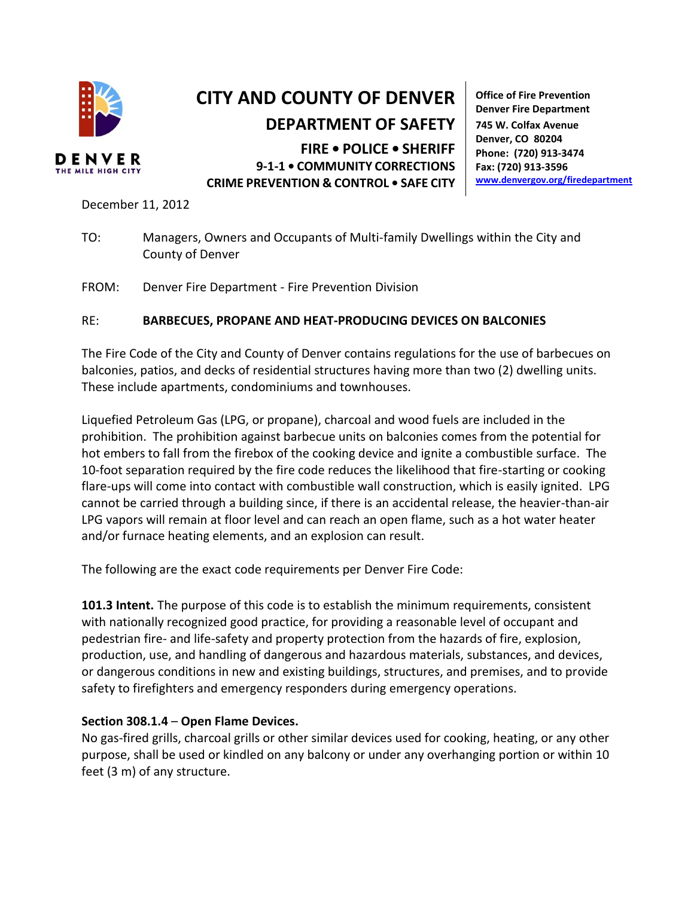DENVER
THE MILE HIGH CITY

# CITY AND COUNTY OF DENVER

## DEPARTMENT OF SAFETY

**FIRE • POLICE • SHERIFF**
**9-1-1 • COMMUNITY CORRECTIONS**
**CRIME PREVENTION & CONTROL • SAFE CITY**

**Office of Fire Prevention**
**Denver Fire Department**
**745 W. Colfax Avenue**
**Denver, CO 80204**
**Phone: (720) 913-3474**
**Fax: (720) 913-3596**
**www.denvergov.org/firedepartment**

December 11, 2012

TO: Managers, Owners and Occupants of Multi-family Dwellings within the City and County of Denver

FROM: Denver Fire Department - Fire Prevention Division

RE: **BARBECUES, PROPANE AND HEAT-PRODUCING DEVICES ON BALCONIES**

The Fire Code of the City and County of Denver contains regulations for the use of barbecues on balconies, patios, and decks of residential structures having more than two (2) dwelling units. These include apartments, condominiums and townhouses.

Liquefied Petroleum Gas (LPG, or propane), charcoal and wood fuels are included in the prohibition. The prohibition against barbecue units on balconies comes from the potential for hot embers to fall from the firebox of the cooking device and ignite a combustible surface. The 10-foot separation required by the fire code reduces the likelihood that fire-starting or cooking flare-ups will come into contact with combustible wall construction, which is easily ignited. LPG cannot be carried through a building since, if there is an accidental release, the heavier-than-air LPG vapors will remain at floor level and can reach an open flame, such as a hot water heater and/or furnace heating elements, and an explosion can result.

The following are the exact code requirements per Denver Fire Code:

**101.3 Intent.** The purpose of this code is to establish the minimum requirements, consistent with nationally recognized good practice, for providing a reasonable level of occupant and pedestrian fire- and life-safety and property protection from the hazards of fire, explosion, production, use, and handling of dangerous and hazardous materials, substances, and devices, or dangerous conditions in new and existing buildings, structures, and premises, and to provide safety to firefighters and emergency responders during emergency operations.

**Section 308.1.4** – **Open Flame Devices.**
No gas-fired grills, charcoal grills or other similar devices used for cooking, heating, or any other purpose, shall be used or kindled on any balcony or under any overhanging portion or within 10 feet (3 m) of any structure.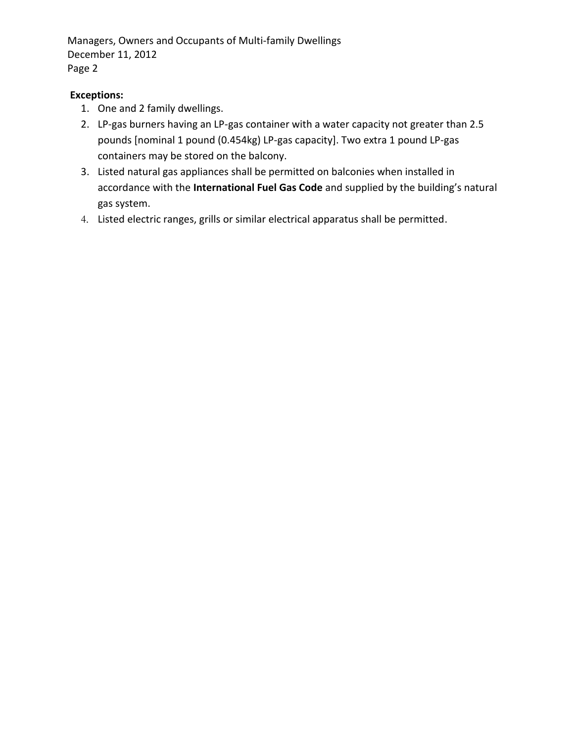**Exceptions:**

1. One and 2 family dwellings.
2. LP-gas burners having an LP-gas container with a water capacity not greater than 2.5 pounds [nominal 1 pound (0.454kg) LP-gas capacity]. Two extra 1 pound LP-gas containers may be stored on the balcony.
3. Listed natural gas appliances shall be permitted on balconies when installed in accordance with the **International Fuel Gas Code** and supplied by the building's natural gas system.
4. Listed electric ranges, grills or similar electrical apparatus shall be permitted.